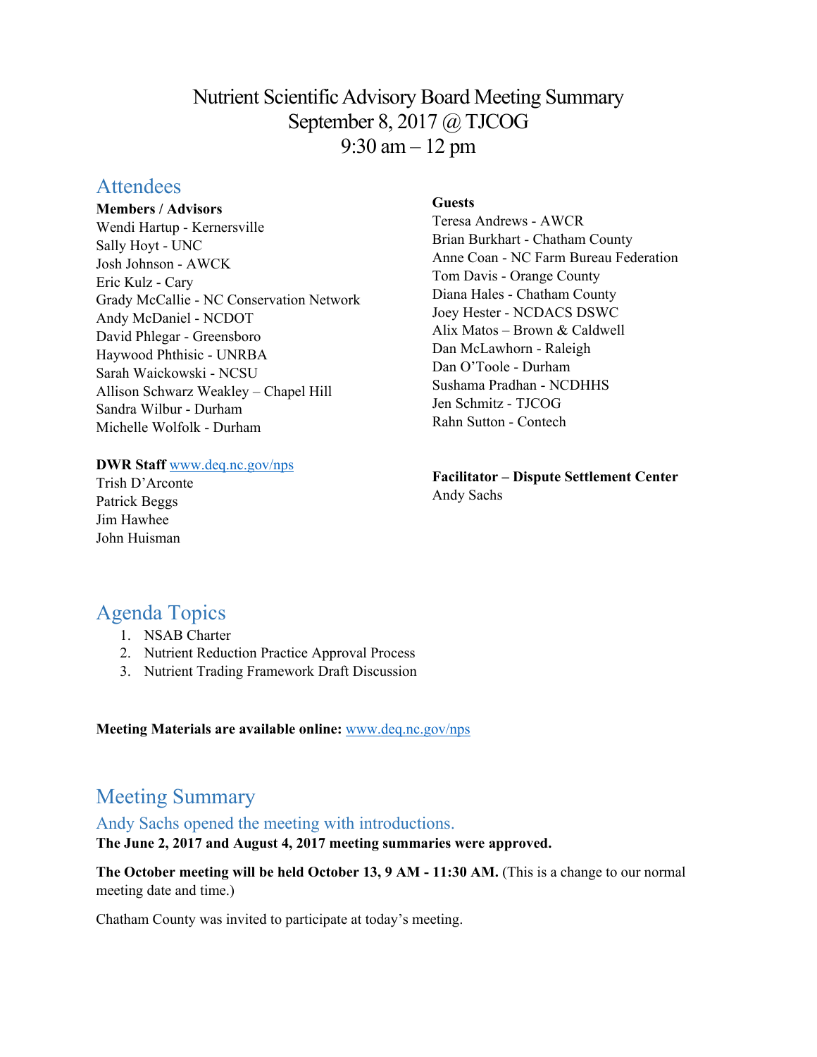# Nutrient Scientific Advisory Board Meeting Summary
September 8, 2017 @ TJCOG
9:30 am – 12 pm

## Attendees

**Members / Advisors**
Wendi Hartup - Kernersville
Sally Hoyt - UNC
Josh Johnson - AWCK
Eric Kulz - Cary
Grady McCallie - NC Conservation Network
Andy McDaniel - NCDOT
David Phlegar - Greensboro
Haywood Phthisic - UNRBA
Sarah Waickowski - NCSU
Allison Schwarz Weakley – Chapel Hill
Sandra Wilbur - Durham
Michelle Wolfolk - Durham

**DWR Staff** www.deq.nc.gov/nps
Trish D'Arconte
Patrick Beggs
Jim Hawhee
John Huisman

**Guests**
Teresa Andrews - AWCR
Brian Burkhart - Chatham County
Anne Coan - NC Farm Bureau Federation
Tom Davis - Orange County
Diana Hales - Chatham County
Joey Hester - NCDACS DSWC
Alix Matos – Brown & Caldwell
Dan McLawhorn - Raleigh
Dan O'Toole - Durham
Sushama Pradhan - NCDHHS
Jen Schmitz - TJCOG
Rahn Sutton - Contech

**Facilitator – Dispute Settlement Center**
Andy Sachs

## Agenda Topics

1. NSAB Charter
2. Nutrient Reduction Practice Approval Process
3. Nutrient Trading Framework Draft Discussion

**Meeting Materials are available online:** www.deq.nc.gov/nps

## Meeting Summary

### Andy Sachs opened the meeting with introductions.

**The June 2, 2017 and August 4, 2017 meeting summaries were approved.**

**The October meeting will be held October 13, 9 AM - 11:30 AM.** (This is a change to our normal meeting date and time.)

Chatham County was invited to participate at today's meeting.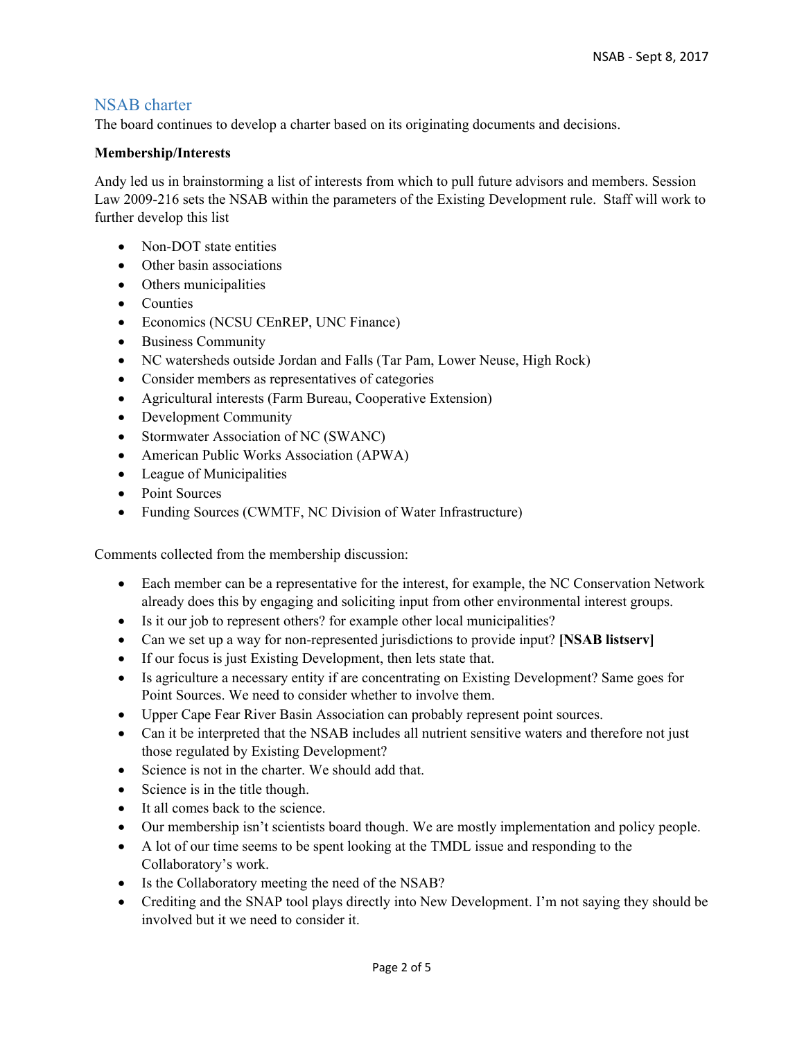## NSAB charter

The board continues to develop a charter based on its originating documents and decisions.

**Membership/Interests**

Andy led us in brainstorming a list of interests from which to pull future advisors and members. Session Law 2009-216 sets the NSAB within the parameters of the Existing Development rule. Staff will work to further develop this list

- Non-DOT state entities
- Other basin associations
- Others municipalities
- Counties
- Economics (NCSU CEnREP, UNC Finance)
- Business Community
- NC watersheds outside Jordan and Falls (Tar Pam, Lower Neuse, High Rock)
- Consider members as representatives of categories
- Agricultural interests (Farm Bureau, Cooperative Extension)
- Development Community
- Stormwater Association of NC (SWANC)
- American Public Works Association (APWA)
- League of Municipalities
- Point Sources
- Funding Sources (CWMTF, NC Division of Water Infrastructure)

Comments collected from the membership discussion:

- Each member can be a representative for the interest, for example, the NC Conservation Network already does this by engaging and soliciting input from other environmental interest groups.
- Is it our job to represent others? for example other local municipalities?
- Can we set up a way for non-represented jurisdictions to provide input? **[NSAB listserv]**
- If our focus is just Existing Development, then lets state that.
- Is agriculture a necessary entity if are concentrating on Existing Development? Same goes for Point Sources. We need to consider whether to involve them.
- Upper Cape Fear River Basin Association can probably represent point sources.
- Can it be interpreted that the NSAB includes all nutrient sensitive waters and therefore not just those regulated by Existing Development?
- Science is not in the charter. We should add that.
- Science is in the title though.
- It all comes back to the science.
- Our membership isn't scientists board though. We are mostly implementation and policy people.
- A lot of our time seems to be spent looking at the TMDL issue and responding to the Collaboratory's work.
- Is the Collaboratory meeting the need of the NSAB?
- Crediting and the SNAP tool plays directly into New Development. I'm not saying they should be involved but it we need to consider it.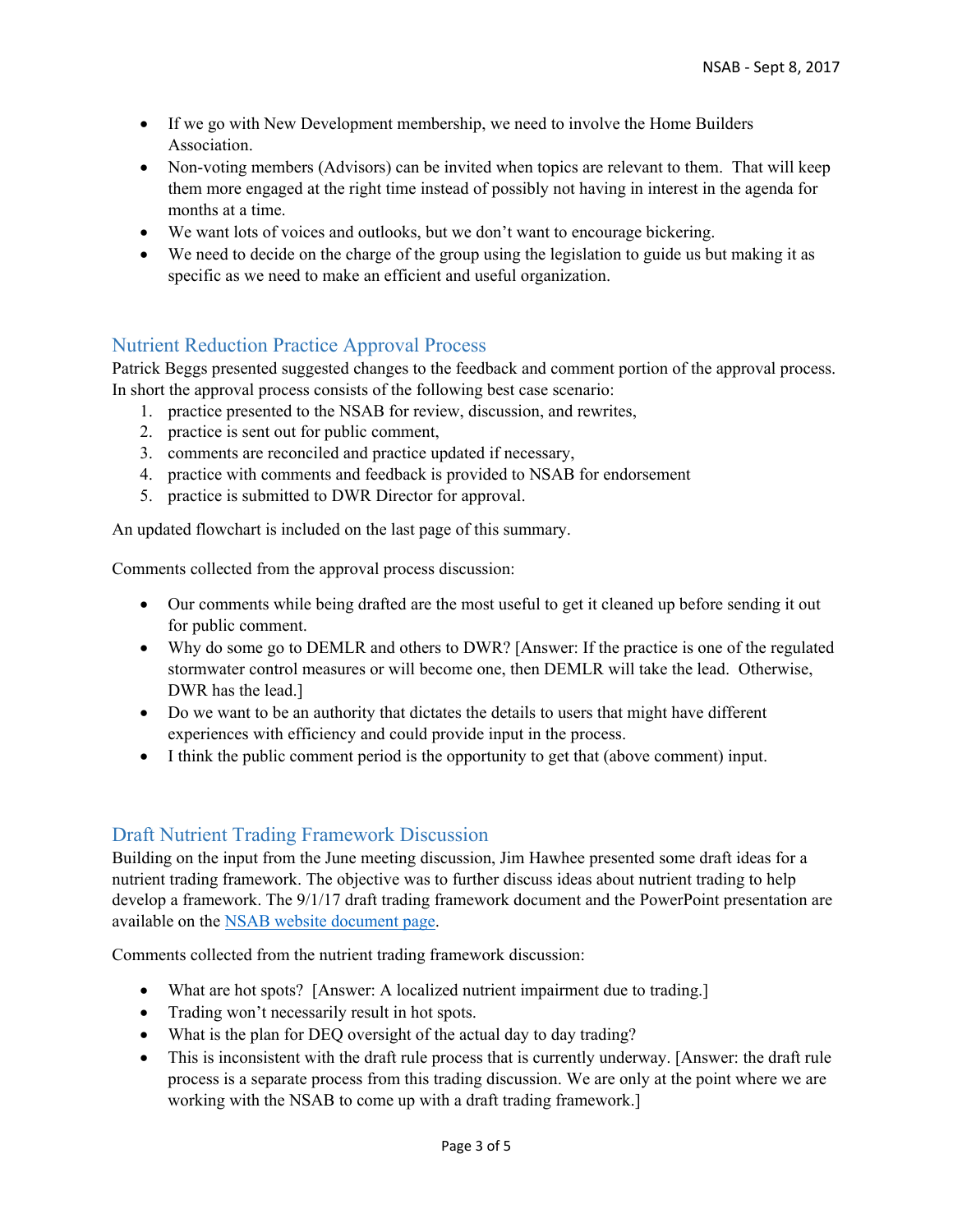- If we go with New Development membership, we need to involve the Home Builders Association.
- Non-voting members (Advisors) can be invited when topics are relevant to them. That will keep them more engaged at the right time instead of possibly not having in interest in the agenda for months at a time.
- We want lots of voices and outlooks, but we don't want to encourage bickering.
- We need to decide on the charge of the group using the legislation to guide us but making it as specific as we need to make an efficient and useful organization.

## Nutrient Reduction Practice Approval Process

Patrick Beggs presented suggested changes to the feedback and comment portion of the approval process. In short the approval process consists of the following best case scenario:

1. practice presented to the NSAB for review, discussion, and rewrites,
2. practice is sent out for public comment,
3. comments are reconciled and practice updated if necessary,
4. practice with comments and feedback is provided to NSAB for endorsement
5. practice is submitted to DWR Director for approval.

An updated flowchart is included on the last page of this summary.

Comments collected from the approval process discussion:

- Our comments while being drafted are the most useful to get it cleaned up before sending it out for public comment.
- Why do some go to DEMLR and others to DWR? [Answer: If the practice is one of the regulated stormwater control measures or will become one, then DEMLR will take the lead. Otherwise, DWR has the lead.]
- Do we want to be an authority that dictates the details to users that might have different experiences with efficiency and could provide input in the process.
- I think the public comment period is the opportunity to get that (above comment) input.

## Draft Nutrient Trading Framework Discussion

Building on the input from the June meeting discussion, Jim Hawhee presented some draft ideas for a nutrient trading framework. The objective was to further discuss ideas about nutrient trading to help develop a framework. The 9/1/17 draft trading framework document and the PowerPoint presentation are available on the NSAB website document page.

Comments collected from the nutrient trading framework discussion:

- What are hot spots? [Answer: A localized nutrient impairment due to trading.]
- Trading won't necessarily result in hot spots.
- What is the plan for DEQ oversight of the actual day to day trading?
- This is inconsistent with the draft rule process that is currently underway. [Answer: the draft rule process is a separate process from this trading discussion. We are only at the point where we are working with the NSAB to come up with a draft trading framework.]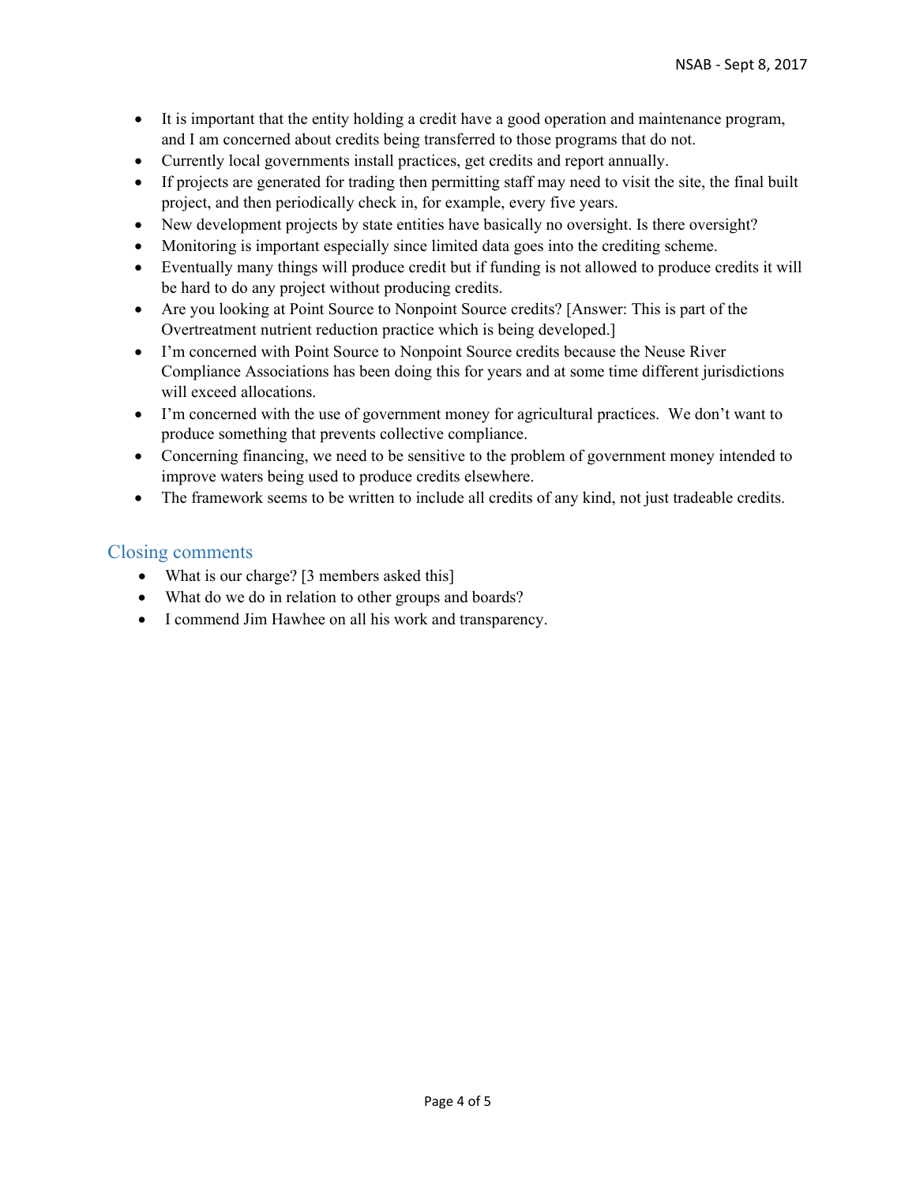- It is important that the entity holding a credit have a good operation and maintenance program, and I am concerned about credits being transferred to those programs that do not.
- Currently local governments install practices, get credits and report annually.
- If projects are generated for trading then permitting staff may need to visit the site, the final built project, and then periodically check in, for example, every five years.
- New development projects by state entities have basically no oversight. Is there oversight?
- Monitoring is important especially since limited data goes into the crediting scheme.
- Eventually many things will produce credit but if funding is not allowed to produce credits it will be hard to do any project without producing credits.
- Are you looking at Point Source to Nonpoint Source credits? [Answer: This is part of the Overtreatment nutrient reduction practice which is being developed.]
- I'm concerned with Point Source to Nonpoint Source credits because the Neuse River Compliance Associations has been doing this for years and at some time different jurisdictions will exceed allocations.
- I'm concerned with the use of government money for agricultural practices. We don't want to produce something that prevents collective compliance.
- Concerning financing, we need to be sensitive to the problem of government money intended to improve waters being used to produce credits elsewhere.
- The framework seems to be written to include all credits of any kind, not just tradeable credits.

## Closing comments

- What is our charge? [3 members asked this]
- What do we do in relation to other groups and boards?
- I commend Jim Hawhee on all his work and transparency.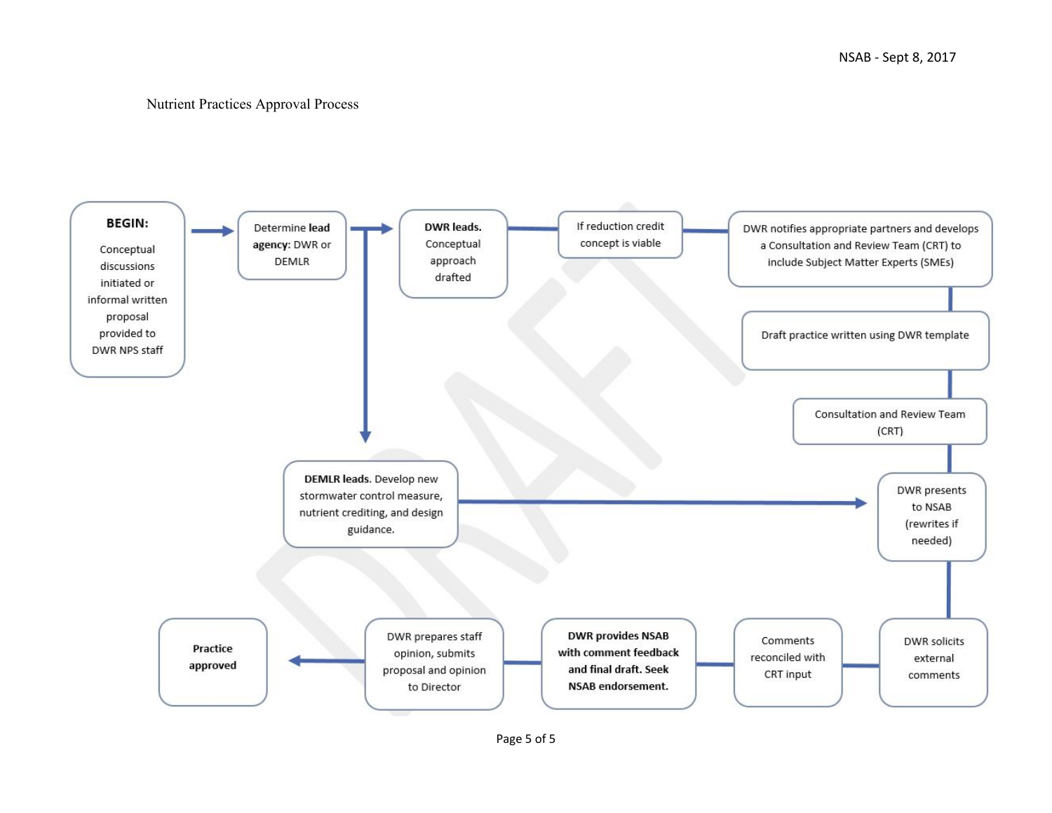Nutrient Practices Approval Process

**BEGIN:**

Conceptual discussions initiated or informal written proposal provided to DWR NPS staff

Determine **lead agency:** DWR or DEMLR

**DWR leads.** Conceptual approach drafted

If reduction credit concept is viable

DWR notifies appropriate partners and develops a Consultation and Review Team (CRT) to include Subject Matter Experts (SMEs)

Draft practice written using DWR template

Consultation and Review Team (CRT)

**DEMLR leads.** Develop new stormwater control measure, nutrient crediting, and design guidance.

DWR presents to NSAB (rewrites if needed)

DWR solicits external comments

Comments reconciled with CRT input

**DWR provides NSAB with comment feedback and final draft. Seek NSAB endorsement.**

DWR prepares staff opinion, submits proposal and opinion to Director

**Practice approved**